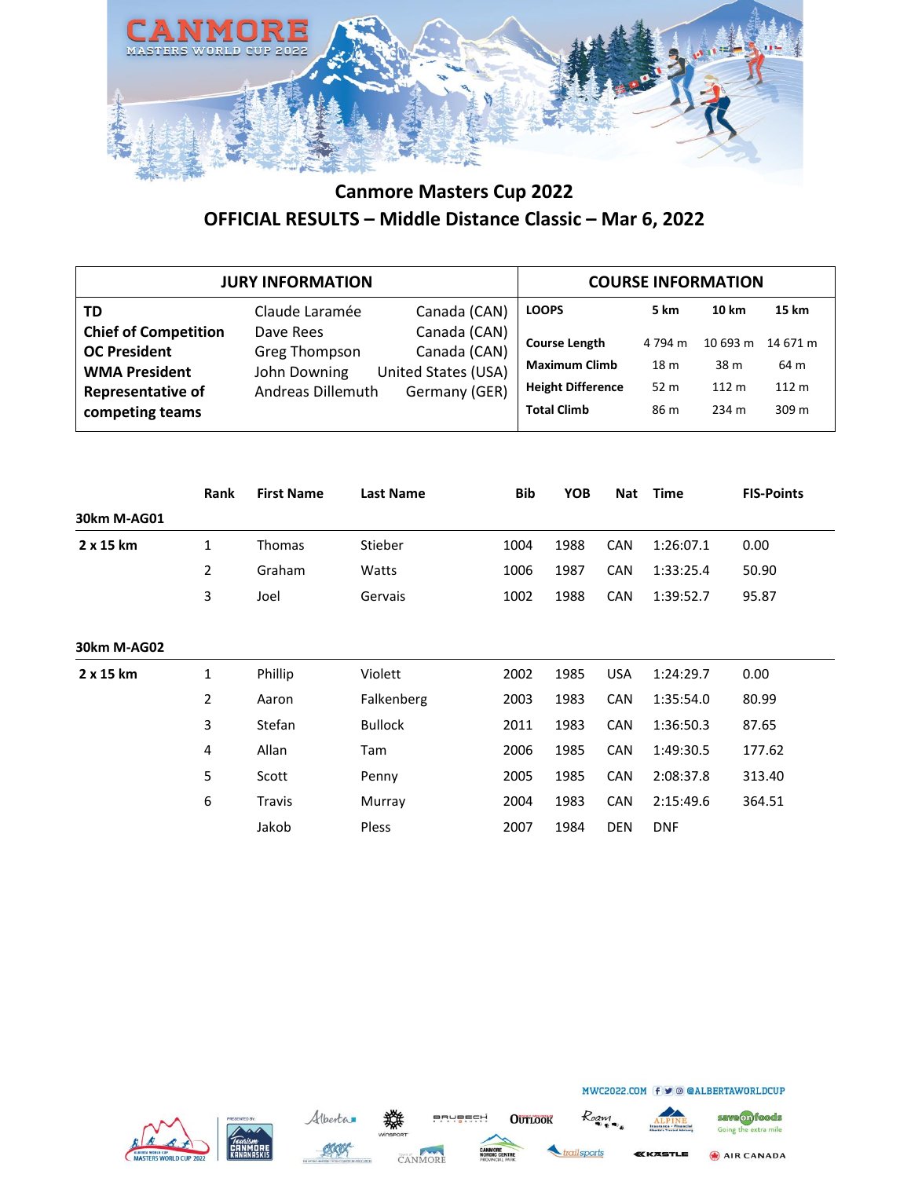# Canmore Masters Cup 2022

## OFFICIAL RESULTS – Middle Distance Classic – Mar 6, 2022

| JURY INFORMATION | | |
|---|---|---|
| **TD** | Claude Laramée | Canada (CAN) |
| **Chief of Competition** | Dave Rees | Canada (CAN) |
| **OC President** | Greg Thompson | Canada (CAN) |
| **WMA President** | John Downing | United States (USA) |
| **Representative of competing teams** | Andreas Dillemuth | Germany (GER) |

| COURSE INFORMATION | | | |
|---|---|---|---|
| **LOOPS** | **5 km** | **10 km** | **15 km** |
| **Course Length** | 4 794 m | 10 693 m | 14 671 m |
| **Maximum Climb** | 18 m | 38 m | 64 m |
| **Height Difference** | 52 m | 112 m | 112 m |
| **Total Climb** | 86 m | 234 m | 309 m |

| | Rank | First Name | Last Name | Bib | YOB | Nat | Time | FIS-Points |
|---|---|---|---|---|---|---|---|---|
| **30km M-AG01** | | | | | | | | |
| **2 x 15 km** | 1 | Thomas | Stieber | 1004 | 1988 | CAN | 1:26:07.1 | 0.00 |
| | 2 | Graham | Watts | 1006 | 1987 | CAN | 1:33:25.4 | 50.90 |
| | 3 | Joel | Gervais | 1002 | 1988 | CAN | 1:39:52.7 | 95.87 |
| **30km M-AG02** | | | | | | | | |
| **2 x 15 km** | 1 | Phillip | Violett | 2002 | 1985 | USA | 1:24:29.7 | 0.00 |
| | 2 | Aaron | Falkenberg | 2003 | 1983 | CAN | 1:35:54.0 | 80.99 |
| | 3 | Stefan | Bullock | 2011 | 1983 | CAN | 1:36:50.3 | 87.65 |
| | 4 | Allan | Tam | 2006 | 1985 | CAN | 1:49:30.5 | 177.62 |
| | 5 | Scott | Penny | 2005 | 1985 | CAN | 2:08:37.8 | 313.40 |
| | 6 | Travis | Murray | 2004 | 1983 | CAN | 2:15:49.6 | 364.51 |
| | | Jakob | Pless | 2007 | 1984 | DEN | DNF | |

MWC2022.COM @ALBERTAWORLDCUP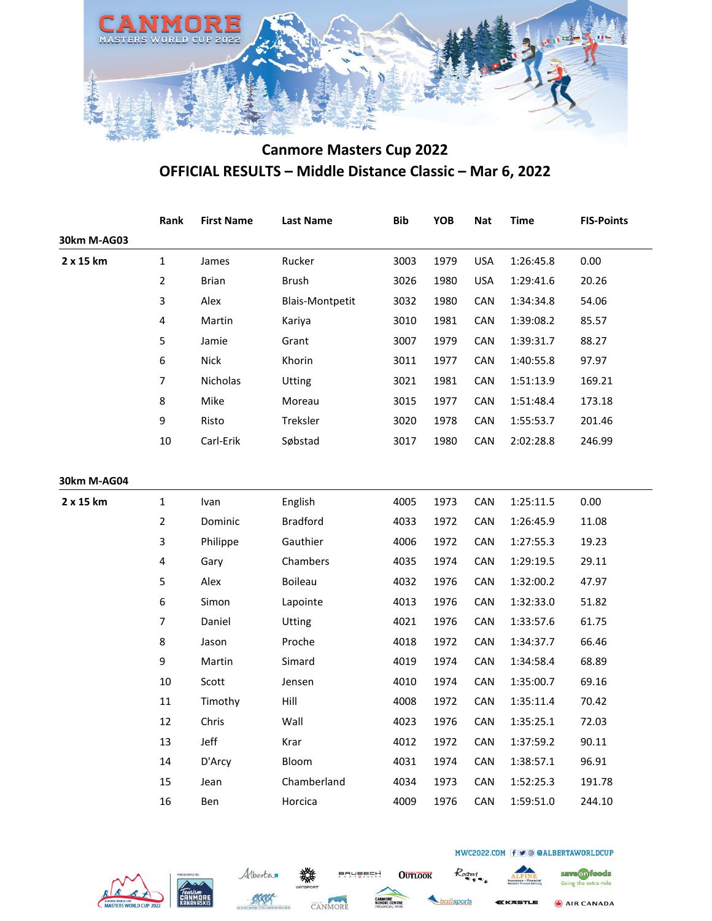# Canmore Masters Cup 2022

## OFFICIAL RESULTS – Middle Distance Classic – Mar 6, 2022

### 30km M-AG03

| | Rank | First Name | Last Name | Bib | YOB | Nat | Time | FIS-Points |
|---|---|---|---|---|---|---|---|---|
| 2 x 15 km | 1 | James | Rucker | 3003 | 1979 | USA | 1:26:45.8 | 0.00 |
| | 2 | Brian | Brush | 3026 | 1980 | USA | 1:29:41.6 | 20.26 |
| | 3 | Alex | Blais-Montpetit | 3032 | 1980 | CAN | 1:34:34.8 | 54.06 |
| | 4 | Martin | Kariya | 3010 | 1981 | CAN | 1:39:08.2 | 85.57 |
| | 5 | Jamie | Grant | 3007 | 1979 | CAN | 1:39:31.7 | 88.27 |
| | 6 | Nick | Khorin | 3011 | 1977 | CAN | 1:40:55.8 | 97.97 |
| | 7 | Nicholas | Utting | 3021 | 1981 | CAN | 1:51:13.9 | 169.21 |
| | 8 | Mike | Moreau | 3015 | 1977 | CAN | 1:51:48.4 | 173.18 |
| | 9 | Risto | Treksler | 3020 | 1978 | CAN | 1:55:53.7 | 201.46 |
| | 10 | Carl-Erik | Søbstad | 3017 | 1980 | CAN | 2:02:28.8 | 246.99 |

### 30km M-AG04

| | Rank | First Name | Last Name | Bib | YOB | Nat | Time | FIS-Points |
|---|---|---|---|---|---|---|---|---|
| 2 x 15 km | 1 | Ivan | English | 4005 | 1973 | CAN | 1:25:11.5 | 0.00 |
| | 2 | Dominic | Bradford | 4033 | 1972 | CAN | 1:26:45.9 | 11.08 |
| | 3 | Philippe | Gauthier | 4006 | 1972 | CAN | 1:27:55.3 | 19.23 |
| | 4 | Gary | Chambers | 4035 | 1974 | CAN | 1:29:19.5 | 29.11 |
| | 5 | Alex | Boileau | 4032 | 1976 | CAN | 1:32:00.2 | 47.97 |
| | 6 | Simon | Lapointe | 4013 | 1976 | CAN | 1:32:33.0 | 51.82 |
| | 7 | Daniel | Utting | 4021 | 1976 | CAN | 1:33:57.6 | 61.75 |
| | 8 | Jason | Proche | 4018 | 1972 | CAN | 1:34:37.7 | 66.46 |
| | 9 | Martin | Simard | 4019 | 1974 | CAN | 1:34:58.4 | 68.89 |
| | 10 | Scott | Jensen | 4010 | 1974 | CAN | 1:35:00.7 | 69.16 |
| | 11 | Timothy | Hill | 4008 | 1972 | CAN | 1:35:11.4 | 70.42 |
| | 12 | Chris | Wall | 4023 | 1976 | CAN | 1:35:25.1 | 72.03 |
| | 13 | Jeff | Krar | 4012 | 1972 | CAN | 1:37:59.2 | 90.11 |
| | 14 | D'Arcy | Bloom | 4031 | 1974 | CAN | 1:38:57.1 | 96.91 |
| | 15 | Jean | Chamberland | 4034 | 1973 | CAN | 1:52:25.3 | 191.78 |
| | 16 | Ben | Horcica | 4009 | 1976 | CAN | 1:59:51.0 | 244.10 |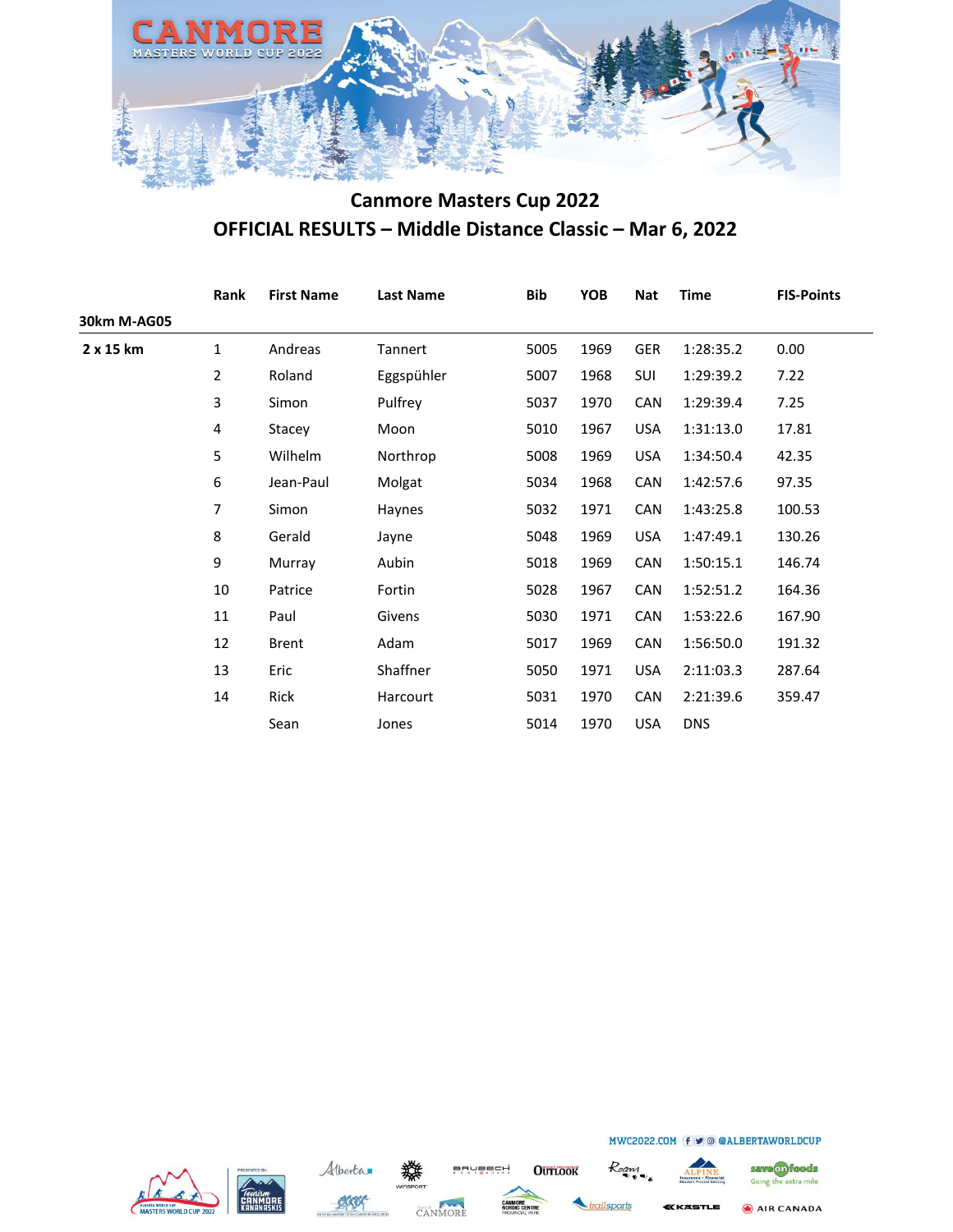# Canmore Masters Cup 2022

## OFFICIAL RESULTS – Middle Distance Classic – Mar 6, 2022

| | Rank | First Name | Last Name | Bib | YOB | Nat | Time | FIS-Points |
|---|---|---|---|---|---|---|---|---|
| **30km M-AG05** | | | | | | | | |
| **2 x 15 km** | 1 | Andreas | Tannert | 5005 | 1969 | GER | 1:28:35.2 | 0.00 |
| | 2 | Roland | Eggspühler | 5007 | 1968 | SUI | 1:29:39.2 | 7.22 |
| | 3 | Simon | Pulfrey | 5037 | 1970 | CAN | 1:29:39.4 | 7.25 |
| | 4 | Stacey | Moon | 5010 | 1967 | USA | 1:31:13.0 | 17.81 |
| | 5 | Wilhelm | Northrop | 5008 | 1969 | USA | 1:34:50.4 | 42.35 |
| | 6 | Jean-Paul | Molgat | 5034 | 1968 | CAN | 1:42:57.6 | 97.35 |
| | 7 | Simon | Haynes | 5032 | 1971 | CAN | 1:43:25.8 | 100.53 |
| | 8 | Gerald | Jayne | 5048 | 1969 | USA | 1:47:49.1 | 130.26 |
| | 9 | Murray | Aubin | 5018 | 1969 | CAN | 1:50:15.1 | 146.74 |
| | 10 | Patrice | Fortin | 5028 | 1967 | CAN | 1:52:51.2 | 164.36 |
| | 11 | Paul | Givens | 5030 | 1971 | CAN | 1:53:22.6 | 167.90 |
| | 12 | Brent | Adam | 5017 | 1969 | CAN | 1:56:50.0 | 191.32 |
| | 13 | Eric | Shaffner | 5050 | 1971 | USA | 2:11:03.3 | 287.64 |
| | 14 | Rick | Harcourt | 5031 | 1970 | CAN | 2:21:39.6 | 359.47 |
| | | Sean | Jones | 5014 | 1970 | USA | DNS | |

MWC2022.COM @ALBERTAWORLDCUP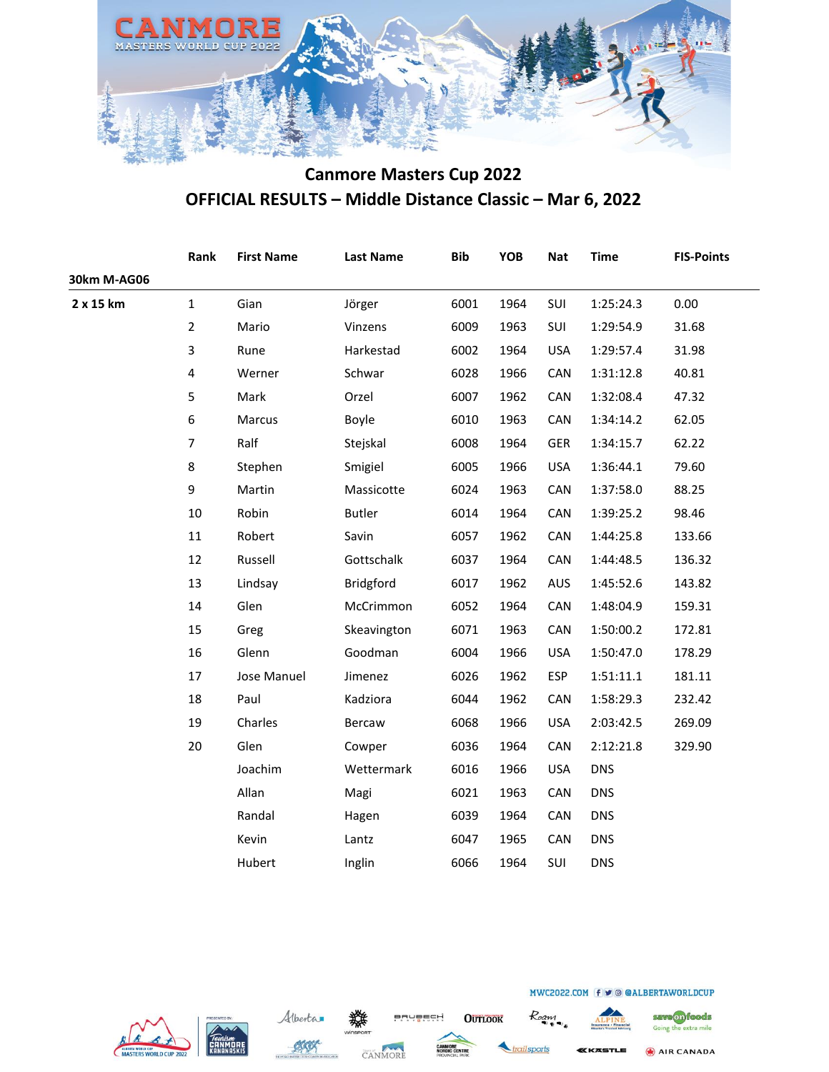# Canmore Masters Cup 2022

## OFFICIAL RESULTS – Middle Distance Classic – Mar 6, 2022

| | Rank | First Name | Last Name | Bib | YOB | Nat | Time | FIS-Points |
|---|---|---|---|---|---|---|---|---|
| **30km M-AG06** | | | | | | | | |
| **2 x 15 km** | 1 | Gian | Jörger | 6001 | 1964 | SUI | 1:25:24.3 | 0.00 |
| | 2 | Mario | Vinzens | 6009 | 1963 | SUI | 1:29:54.9 | 31.68 |
| | 3 | Rune | Harkestad | 6002 | 1964 | USA | 1:29:57.4 | 31.98 |
| | 4 | Werner | Schwar | 6028 | 1966 | CAN | 1:31:12.8 | 40.81 |
| | 5 | Mark | Orzel | 6007 | 1962 | CAN | 1:32:08.4 | 47.32 |
| | 6 | Marcus | Boyle | 6010 | 1963 | CAN | 1:34:14.2 | 62.05 |
| | 7 | Ralf | Stejskal | 6008 | 1964 | GER | 1:34:15.7 | 62.22 |
| | 8 | Stephen | Smigiel | 6005 | 1966 | USA | 1:36:44.1 | 79.60 |
| | 9 | Martin | Massicotte | 6024 | 1963 | CAN | 1:37:58.0 | 88.25 |
| | 10 | Robin | Butler | 6014 | 1964 | CAN | 1:39:25.2 | 98.46 |
| | 11 | Robert | Savin | 6057 | 1962 | CAN | 1:44:25.8 | 133.66 |
| | 12 | Russell | Gottschalk | 6037 | 1964 | CAN | 1:44:48.5 | 136.32 |
| | 13 | Lindsay | Bridgford | 6017 | 1962 | AUS | 1:45:52.6 | 143.82 |
| | 14 | Glen | McCrimmon | 6052 | 1964 | CAN | 1:48:04.9 | 159.31 |
| | 15 | Greg | Skeavington | 6071 | 1963 | CAN | 1:50:00.2 | 172.81 |
| | 16 | Glenn | Goodman | 6004 | 1966 | USA | 1:50:47.0 | 178.29 |
| | 17 | Jose Manuel | Jimenez | 6026 | 1962 | ESP | 1:51:11.1 | 181.11 |
| | 18 | Paul | Kadziora | 6044 | 1962 | CAN | 1:58:29.3 | 232.42 |
| | 19 | Charles | Bercaw | 6068 | 1966 | USA | 2:03:42.5 | 269.09 |
| | 20 | Glen | Cowper | 6036 | 1964 | CAN | 2:12:21.8 | 329.90 |
| | | Joachim | Wettermark | 6016 | 1966 | USA | DNS | |
| | | Allan | Magi | 6021 | 1963 | CAN | DNS | |
| | | Randal | Hagen | 6039 | 1964 | CAN | DNS | |
| | | Kevin | Lantz | 6047 | 1965 | CAN | DNS | |
| | | Hubert | Inglin | 6066 | 1964 | SUI | DNS | |

MWC2022.COM @ALBERTAWORLDCUP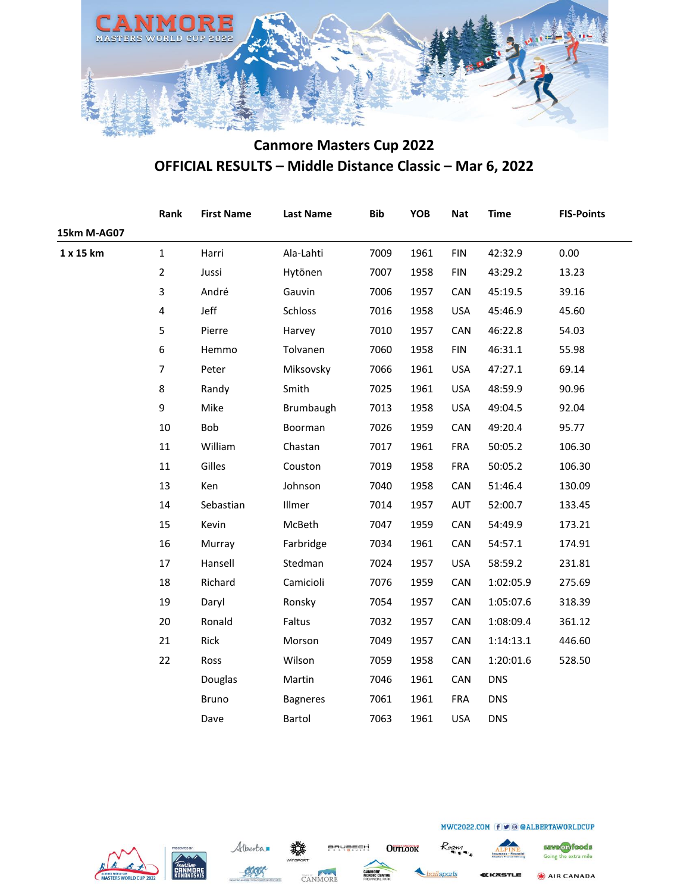## Canmore Masters Cup 2022

## OFFICIAL RESULTS – Middle Distance Classic – Mar 6, 2022

| | Rank | First Name | Last Name | Bib | YOB | Nat | Time | FIS-Points |
|---|---|---|---|---|---|---|---|---|
| **15km M-AG07** | | | | | | | | |
| **1 x 15 km** | 1 | Harri | Ala-Lahti | 7009 | 1961 | FIN | 42:32.9 | 0.00 |
| | 2 | Jussi | Hytönen | 7007 | 1958 | FIN | 43:29.2 | 13.23 |
| | 3 | André | Gauvin | 7006 | 1957 | CAN | 45:19.5 | 39.16 |
| | 4 | Jeff | Schloss | 7016 | 1958 | USA | 45:46.9 | 45.60 |
| | 5 | Pierre | Harvey | 7010 | 1957 | CAN | 46:22.8 | 54.03 |
| | 6 | Hemmo | Tolvanen | 7060 | 1958 | FIN | 46:31.1 | 55.98 |
| | 7 | Peter | Miksovsky | 7066 | 1961 | USA | 47:27.1 | 69.14 |
| | 8 | Randy | Smith | 7025 | 1961 | USA | 48:59.9 | 90.96 |
| | 9 | Mike | Brumbaugh | 7013 | 1958 | USA | 49:04.5 | 92.04 |
| | 10 | Bob | Boorman | 7026 | 1959 | CAN | 49:20.4 | 95.77 |
| | 11 | William | Chastan | 7017 | 1961 | FRA | 50:05.2 | 106.30 |
| | 11 | Gilles | Couston | 7019 | 1958 | FRA | 50:05.2 | 106.30 |
| | 13 | Ken | Johnson | 7040 | 1958 | CAN | 51:46.4 | 130.09 |
| | 14 | Sebastian | Illmer | 7014 | 1957 | AUT | 52:00.7 | 133.45 |
| | 15 | Kevin | McBeth | 7047 | 1959 | CAN | 54:49.9 | 173.21 |
| | 16 | Murray | Farbridge | 7034 | 1961 | CAN | 54:57.1 | 174.91 |
| | 17 | Hansell | Stedman | 7024 | 1957 | USA | 58:59.2 | 231.81 |
| | 18 | Richard | Camicioli | 7076 | 1959 | CAN | 1:02:05.9 | 275.69 |
| | 19 | Daryl | Ronsky | 7054 | 1957 | CAN | 1:05:07.6 | 318.39 |
| | 20 | Ronald | Faltus | 7032 | 1957 | CAN | 1:08:09.4 | 361.12 |
| | 21 | Rick | Morson | 7049 | 1957 | CAN | 1:14:13.1 | 446.60 |
| | 22 | Ross | Wilson | 7059 | 1958 | CAN | 1:20:01.6 | 528.50 |
| | | Douglas | Martin | 7046 | 1961 | CAN | DNS | |
| | | Bruno | Bagneres | 7061 | 1961 | FRA | DNS | |
| | | Dave | Bartol | 7063 | 1961 | USA | DNS | |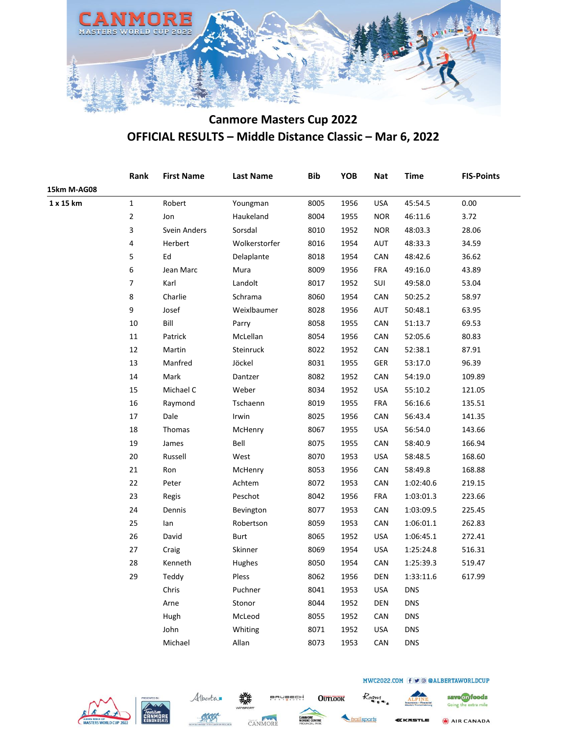# Canmore Masters Cup 2022

## OFFICIAL RESULTS – Middle Distance Classic – Mar 6, 2022

| | Rank | First Name | Last Name | Bib | YOB | Nat | Time | FIS-Points |
|---|---|---|---|---|---|---|---|---|
| **15km M-AG08** | | | | | | | | |
| **1 x 15 km** | 1 | Robert | Youngman | 8005 | 1956 | USA | 45:54.5 | 0.00 |
| | 2 | Jon | Haukeland | 8004 | 1955 | NOR | 46:11.6 | 3.72 |
| | 3 | Svein Anders | Sorsdal | 8010 | 1952 | NOR | 48:03.3 | 28.06 |
| | 4 | Herbert | Wolkerstorfer | 8016 | 1954 | AUT | 48:33.3 | 34.59 |
| | 5 | Ed | Delaplante | 8018 | 1954 | CAN | 48:42.6 | 36.62 |
| | 6 | Jean Marc | Mura | 8009 | 1956 | FRA | 49:16.0 | 43.89 |
| | 7 | Karl | Landolt | 8017 | 1952 | SUI | 49:58.0 | 53.04 |
| | 8 | Charlie | Schrama | 8060 | 1954 | CAN | 50:25.2 | 58.97 |
| | 9 | Josef | Weixlbaumer | 8028 | 1956 | AUT | 50:48.1 | 63.95 |
| | 10 | Bill | Parry | 8058 | 1955 | CAN | 51:13.7 | 69.53 |
| | 11 | Patrick | McLellan | 8054 | 1956 | CAN | 52:05.6 | 80.83 |
| | 12 | Martin | Steinruck | 8022 | 1952 | CAN | 52:38.1 | 87.91 |
| | 13 | Manfred | Jöckel | 8031 | 1955 | GER | 53:17.0 | 96.39 |
| | 14 | Mark | Dantzer | 8082 | 1952 | CAN | 54:19.0 | 109.89 |
| | 15 | Michael C | Weber | 8034 | 1952 | USA | 55:10.2 | 121.05 |
| | 16 | Raymond | Tschaenn | 8019 | 1955 | FRA | 56:16.6 | 135.51 |
| | 17 | Dale | Irwin | 8025 | 1956 | CAN | 56:43.4 | 141.35 |
| | 18 | Thomas | McHenry | 8067 | 1955 | USA | 56:54.0 | 143.66 |
| | 19 | James | Bell | 8075 | 1955 | CAN | 58:40.9 | 166.94 |
| | 20 | Russell | West | 8070 | 1953 | USA | 58:48.5 | 168.60 |
| | 21 | Ron | McHenry | 8053 | 1956 | CAN | 58:49.8 | 168.88 |
| | 22 | Peter | Achtem | 8072 | 1953 | CAN | 1:02:40.6 | 219.15 |
| | 23 | Regis | Peschot | 8042 | 1956 | FRA | 1:03:01.3 | 223.66 |
| | 24 | Dennis | Bevington | 8077 | 1953 | CAN | 1:03:09.5 | 225.45 |
| | 25 | Ian | Robertson | 8059 | 1953 | CAN | 1:06:01.1 | 262.83 |
| | 26 | David | Burt | 8065 | 1952 | USA | 1:06:45.1 | 272.41 |
| | 27 | Craig | Skinner | 8069 | 1954 | USA | 1:25:24.8 | 516.31 |
| | 28 | Kenneth | Hughes | 8050 | 1954 | CAN | 1:25:39.3 | 519.47 |
| | 29 | Teddy | Pless | 8062 | 1956 | DEN | 1:33:11.6 | 617.99 |
| | | Chris | Puchner | 8041 | 1953 | USA | DNS | |
| | | Arne | Stonor | 8044 | 1952 | DEN | DNS | |
| | | Hugh | McLeod | 8055 | 1952 | CAN | DNS | |
| | | John | Whiting | 8071 | 1952 | USA | DNS | |
| | | Michael | Allan | 8073 | 1953 | CAN | DNS | |

MWC2022.COM @ALBERTAWORLDCUP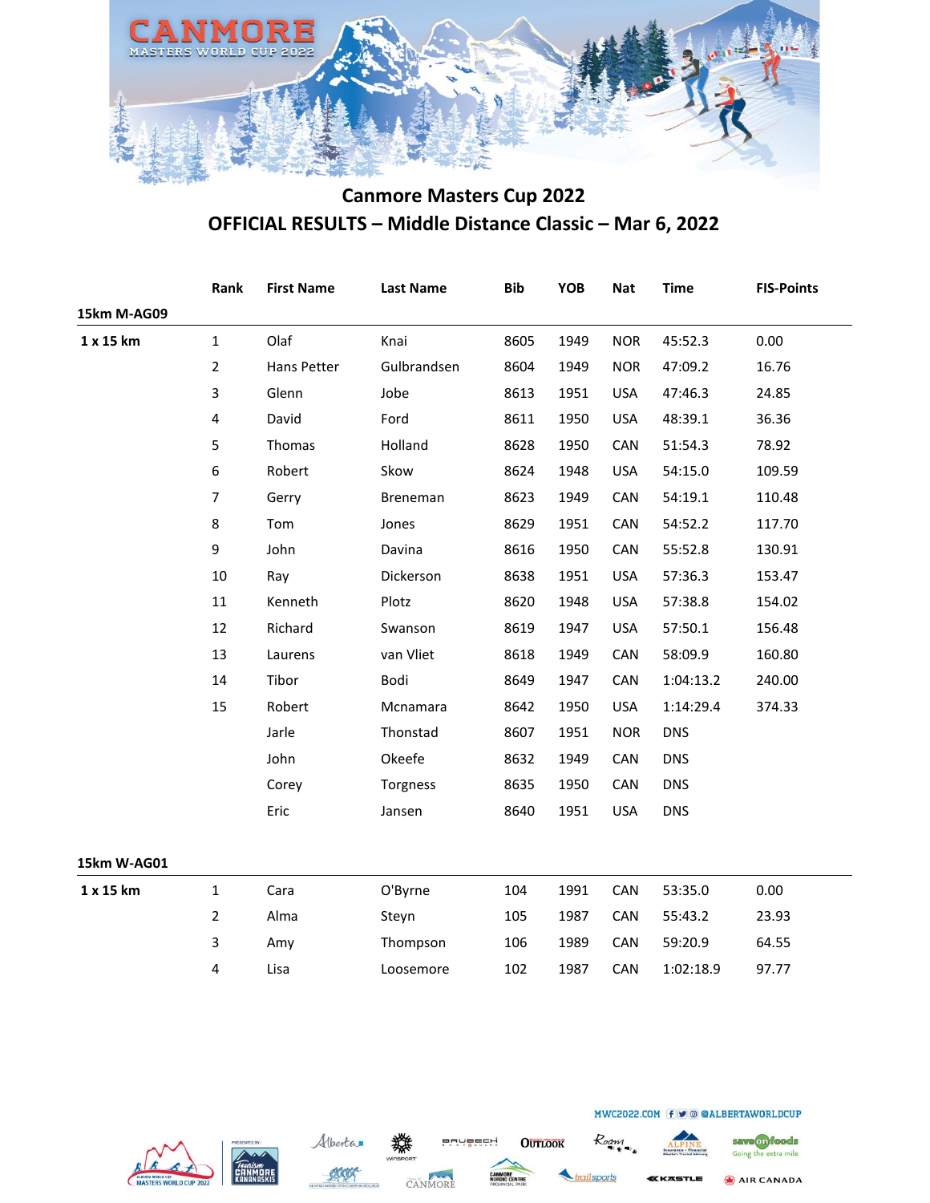# Canmore Masters Cup 2022

## OFFICIAL RESULTS – Middle Distance Classic – Mar 6, 2022

| | Rank | First Name | Last Name | Bib | YOB | Nat | Time | FIS-Points |
|---|---|---|---|---|---|---|---|---|
| **15km M-AG09** | | | | | | | | |
| **1 x 15 km** | 1 | Olaf | Knai | 8605 | 1949 | NOR | 45:52.3 | 0.00 |
| | 2 | Hans Petter | Gulbrandsen | 8604 | 1949 | NOR | 47:09.2 | 16.76 |
| | 3 | Glenn | Jobe | 8613 | 1951 | USA | 47:46.3 | 24.85 |
| | 4 | David | Ford | 8611 | 1950 | USA | 48:39.1 | 36.36 |
| | 5 | Thomas | Holland | 8628 | 1950 | CAN | 51:54.3 | 78.92 |
| | 6 | Robert | Skow | 8624 | 1948 | USA | 54:15.0 | 109.59 |
| | 7 | Gerry | Breneman | 8623 | 1949 | CAN | 54:19.1 | 110.48 |
| | 8 | Tom | Jones | 8629 | 1951 | CAN | 54:52.2 | 117.70 |
| | 9 | John | Davina | 8616 | 1950 | CAN | 55:52.8 | 130.91 |
| | 10 | Ray | Dickerson | 8638 | 1951 | USA | 57:36.3 | 153.47 |
| | 11 | Kenneth | Plotz | 8620 | 1948 | USA | 57:38.8 | 154.02 |
| | 12 | Richard | Swanson | 8619 | 1947 | USA | 57:50.1 | 156.48 |
| | 13 | Laurens | van Vliet | 8618 | 1949 | CAN | 58:09.9 | 160.80 |
| | 14 | Tibor | Bodi | 8649 | 1947 | CAN | 1:04:13.2 | 240.00 |
| | 15 | Robert | Mcnamara | 8642 | 1950 | USA | 1:14:29.4 | 374.33 |
| | | Jarle | Thonstad | 8607 | 1951 | NOR | DNS | |
| | | John | Okeefe | 8632 | 1949 | CAN | DNS | |
| | | Corey | Torgness | 8635 | 1950 | CAN | DNS | |
| | | Eric | Jansen | 8640 | 1951 | USA | DNS | |
| **15km W-AG01** | | | | | | | | |
| **1 x 15 km** | 1 | Cara | O'Byrne | 104 | 1991 | CAN | 53:35.0 | 0.00 |
| | 2 | Alma | Steyn | 105 | 1987 | CAN | 55:43.2 | 23.93 |
| | 3 | Amy | Thompson | 106 | 1989 | CAN | 59:20.9 | 64.55 |
| | 4 | Lisa | Loosemore | 102 | 1987 | CAN | 1:02:18.9 | 97.77 |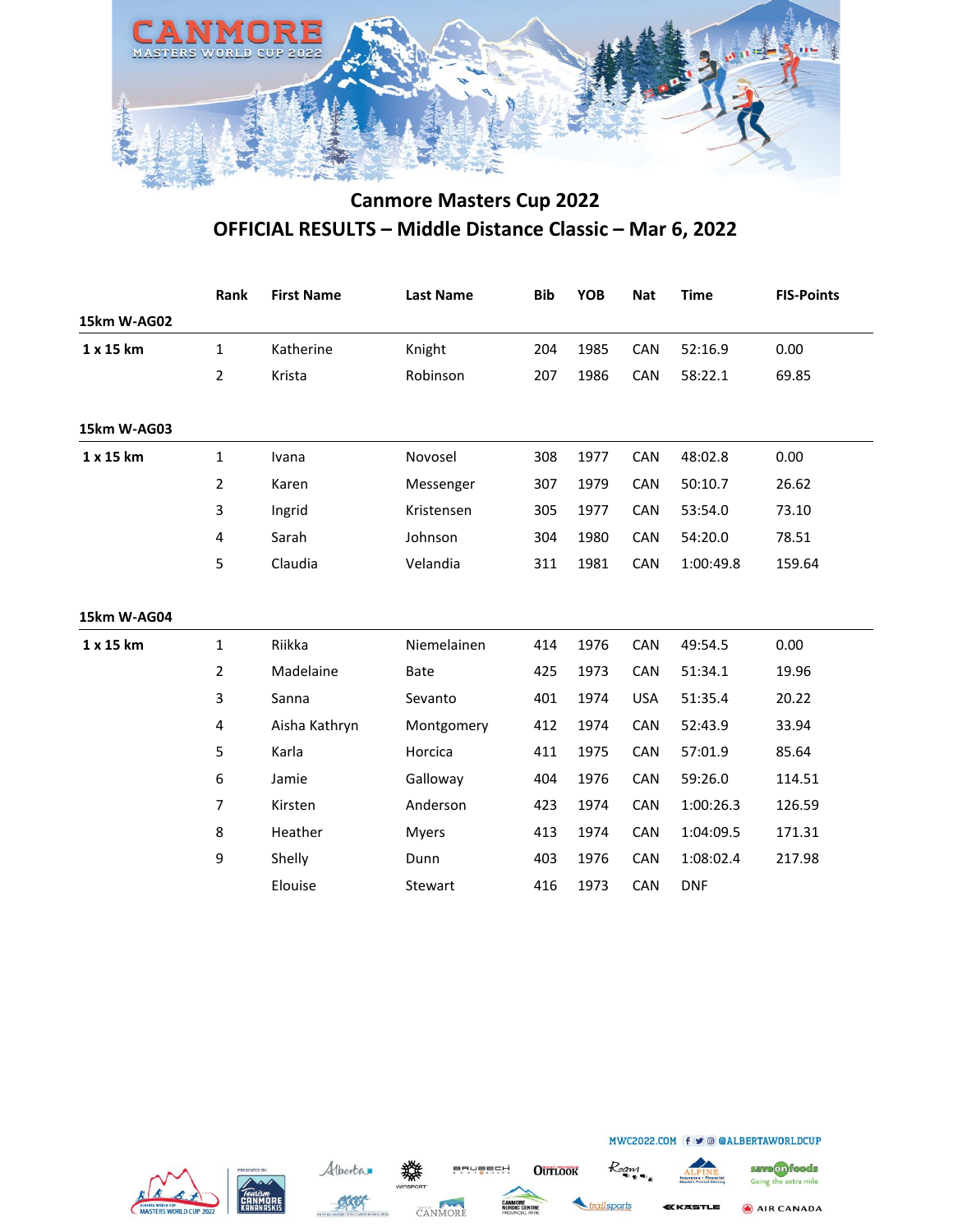# Canmore Masters Cup 2022

## OFFICIAL RESULTS – Middle Distance Classic – Mar 6, 2022

| | Rank | First Name | Last Name | Bib | YOB | Nat | Time | FIS-Points |
|---|---|---|---|---|---|---|---|---|
| **15km W-AG02** | | | | | | | | |
| **1 x 15 km** | 1 | Katherine | Knight | 204 | 1985 | CAN | 52:16.9 | 0.00 |
| | 2 | Krista | Robinson | 207 | 1986 | CAN | 58:22.1 | 69.85 |
| **15km W-AG03** | | | | | | | | |
| **1 x 15 km** | 1 | Ivana | Novosel | 308 | 1977 | CAN | 48:02.8 | 0.00 |
| | 2 | Karen | Messenger | 307 | 1979 | CAN | 50:10.7 | 26.62 |
| | 3 | Ingrid | Kristensen | 305 | 1977 | CAN | 53:54.0 | 73.10 |
| | 4 | Sarah | Johnson | 304 | 1980 | CAN | 54:20.0 | 78.51 |
| | 5 | Claudia | Velandia | 311 | 1981 | CAN | 1:00:49.8 | 159.64 |
| **15km W-AG04** | | | | | | | | |
| **1 x 15 km** | 1 | Riikka | Niemelainen | 414 | 1976 | CAN | 49:54.5 | 0.00 |
| | 2 | Madelaine | Bate | 425 | 1973 | CAN | 51:34.1 | 19.96 |
| | 3 | Sanna | Sevanto | 401 | 1974 | USA | 51:35.4 | 20.22 |
| | 4 | Aisha Kathryn | Montgomery | 412 | 1974 | CAN | 52:43.9 | 33.94 |
| | 5 | Karla | Horcica | 411 | 1975 | CAN | 57:01.9 | 85.64 |
| | 6 | Jamie | Galloway | 404 | 1976 | CAN | 59:26.0 | 114.51 |
| | 7 | Kirsten | Anderson | 423 | 1974 | CAN | 1:00:26.3 | 126.59 |
| | 8 | Heather | Myers | 413 | 1974 | CAN | 1:04:09.5 | 171.31 |
| | 9 | Shelly | Dunn | 403 | 1976 | CAN | 1:08:02.4 | 217.98 |
| | | Elouise | Stewart | 416 | 1973 | CAN | DNF | |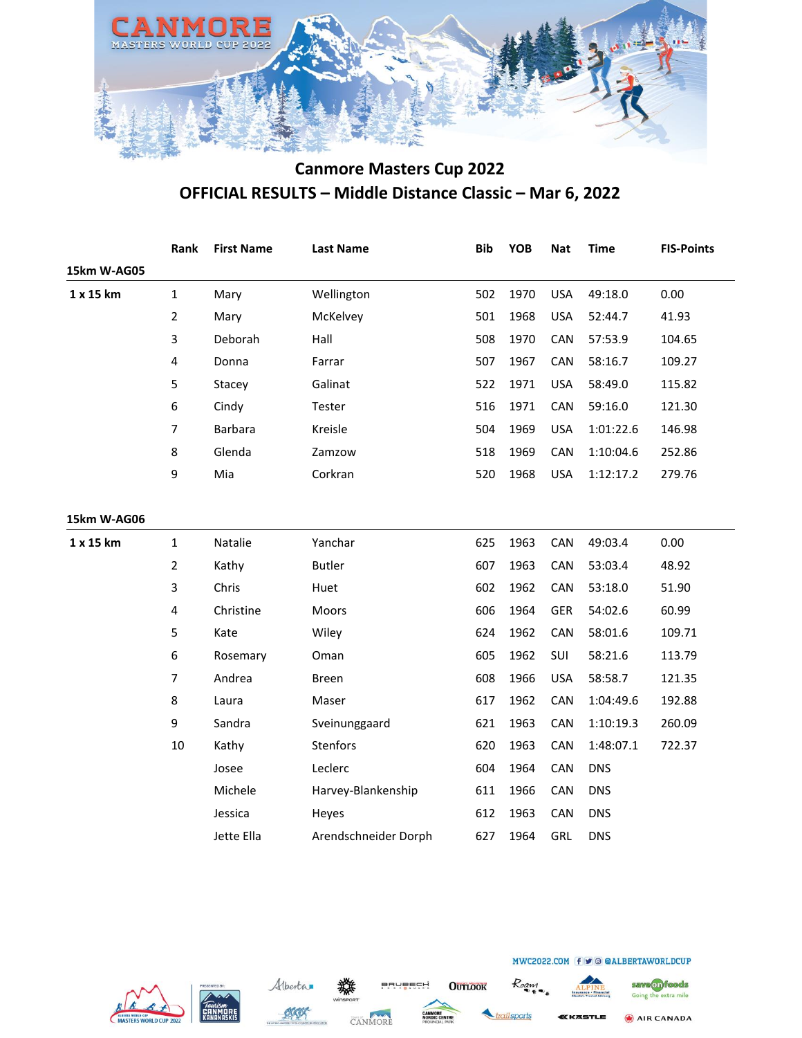## Canmore Masters Cup 2022

## OFFICIAL RESULTS – Middle Distance Classic – Mar 6, 2022

| | Rank | First Name | Last Name | Bib | YOB | Nat | Time | FIS-Points |
|---|---|---|---|---|---|---|---|---|
| **15km W-AG05** | | | | | | | | |
| **1 x 15 km** | 1 | Mary | Wellington | 502 | 1970 | USA | 49:18.0 | 0.00 |
| | 2 | Mary | McKelvey | 501 | 1968 | USA | 52:44.7 | 41.93 |
| | 3 | Deborah | Hall | 508 | 1970 | CAN | 57:53.9 | 104.65 |
| | 4 | Donna | Farrar | 507 | 1967 | CAN | 58:16.7 | 109.27 |
| | 5 | Stacey | Galinat | 522 | 1971 | USA | 58:49.0 | 115.82 |
| | 6 | Cindy | Tester | 516 | 1971 | CAN | 59:16.0 | 121.30 |
| | 7 | Barbara | Kreisle | 504 | 1969 | USA | 1:01:22.6 | 146.98 |
| | 8 | Glenda | Zamzow | 518 | 1969 | CAN | 1:10:04.6 | 252.86 |
| | 9 | Mia | Corkran | 520 | 1968 | USA | 1:12:17.2 | 279.76 |
| **15km W-AG06** | | | | | | | | |
| **1 x 15 km** | 1 | Natalie | Yanchar | 625 | 1963 | CAN | 49:03.4 | 0.00 |
| | 2 | Kathy | Butler | 607 | 1963 | CAN | 53:03.4 | 48.92 |
| | 3 | Chris | Huet | 602 | 1962 | CAN | 53:18.0 | 51.90 |
| | 4 | Christine | Moors | 606 | 1964 | GER | 54:02.6 | 60.99 |
| | 5 | Kate | Wiley | 624 | 1962 | CAN | 58:01.6 | 109.71 |
| | 6 | Rosemary | Oman | 605 | 1962 | SUI | 58:21.6 | 113.79 |
| | 7 | Andrea | Breen | 608 | 1966 | USA | 58:58.7 | 121.35 |
| | 8 | Laura | Maser | 617 | 1962 | CAN | 1:04:49.6 | 192.88 |
| | 9 | Sandra | Sveinunggaard | 621 | 1963 | CAN | 1:10:19.3 | 260.09 |
| | 10 | Kathy | Stenfors | 620 | 1963 | CAN | 1:48:07.1 | 722.37 |
| | | Josee | Leclerc | 604 | 1964 | CAN | DNS | |
| | | Michele | Harvey-Blankenship | 611 | 1966 | CAN | DNS | |
| | | Jessica | Heyes | 612 | 1963 | CAN | DNS | |
| | | Jette Ella | Arendschneider Dorph | 627 | 1964 | GRL | DNS | |

MWC2022.COM @ALBERTAWORLDCUP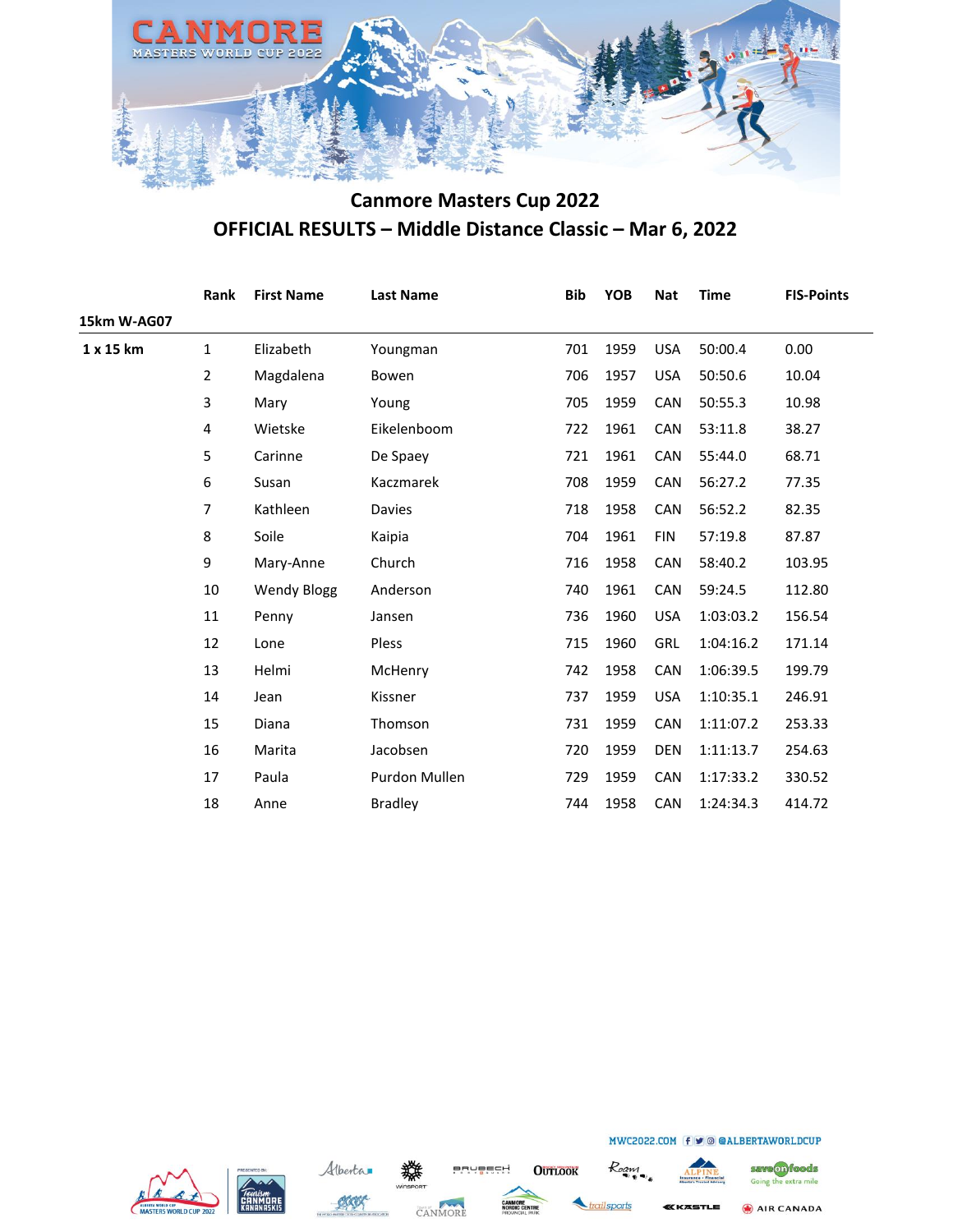## Canmore Masters Cup 2022

## OFFICIAL RESULTS – Middle Distance Classic – Mar 6, 2022

| | Rank | First Name | Last Name | Bib | YOB | Nat | Time | FIS-Points |
|---|---|---|---|---|---|---|---|---|
| **15km W-AG07** | | | | | | | | |
| **1 x 15 km** | 1 | Elizabeth | Youngman | 701 | 1959 | USA | 50:00.4 | 0.00 |
| | 2 | Magdalena | Bowen | 706 | 1957 | USA | 50:50.6 | 10.04 |
| | 3 | Mary | Young | 705 | 1959 | CAN | 50:55.3 | 10.98 |
| | 4 | Wietske | Eikelenboom | 722 | 1961 | CAN | 53:11.8 | 38.27 |
| | 5 | Carinne | De Spaey | 721 | 1961 | CAN | 55:44.0 | 68.71 |
| | 6 | Susan | Kaczmarek | 708 | 1959 | CAN | 56:27.2 | 77.35 |
| | 7 | Kathleen | Davies | 718 | 1958 | CAN | 56:52.2 | 82.35 |
| | 8 | Soile | Kaipia | 704 | 1961 | FIN | 57:19.8 | 87.87 |
| | 9 | Mary-Anne | Church | 716 | 1958 | CAN | 58:40.2 | 103.95 |
| | 10 | Wendy Blogg | Anderson | 740 | 1961 | CAN | 59:24.5 | 112.80 |
| | 11 | Penny | Jansen | 736 | 1960 | USA | 1:03:03.2 | 156.54 |
| | 12 | Lone | Pless | 715 | 1960 | GRL | 1:04:16.2 | 171.14 |
| | 13 | Helmi | McHenry | 742 | 1958 | CAN | 1:06:39.5 | 199.79 |
| | 14 | Jean | Kissner | 737 | 1959 | USA | 1:10:35.1 | 246.91 |
| | 15 | Diana | Thomson | 731 | 1959 | CAN | 1:11:07.2 | 253.33 |
| | 16 | Marita | Jacobsen | 720 | 1959 | DEN | 1:11:13.7 | 254.63 |
| | 17 | Paula | Purdon Mullen | 729 | 1959 | CAN | 1:17:33.2 | 330.52 |
| | 18 | Anne | Bradley | 744 | 1958 | CAN | 1:24:34.3 | 414.72 |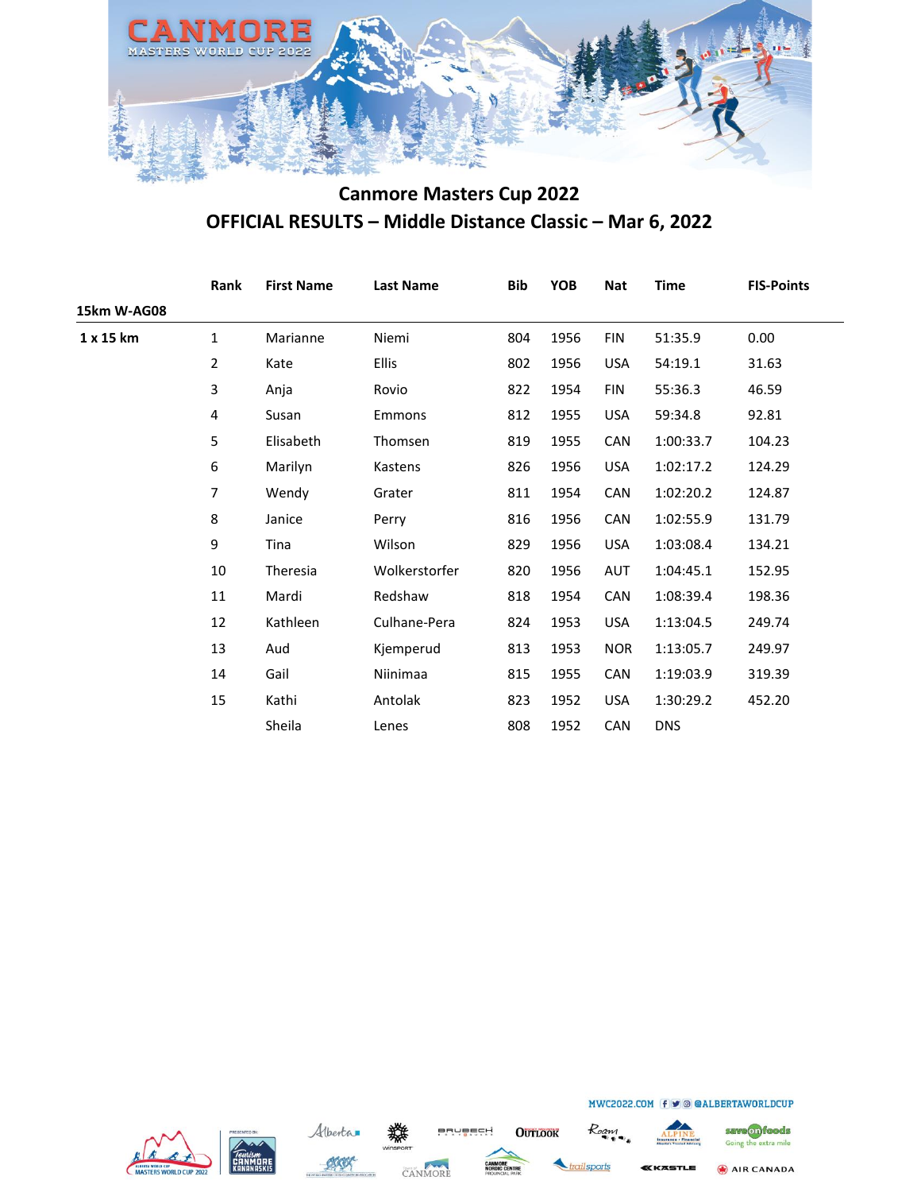## Canmore Masters Cup 2022

## OFFICIAL RESULTS – Middle Distance Classic – Mar 6, 2022

| | Rank | First Name | Last Name | Bib | YOB | Nat | Time | FIS-Points |
|---|---|---|---|---|---|---|---|---|
| **15km W-AG08** | | | | | | | | |
| **1 x 15 km** | 1 | Marianne | Niemi | 804 | 1956 | FIN | 51:35.9 | 0.00 |
| | 2 | Kate | Ellis | 802 | 1956 | USA | 54:19.1 | 31.63 |
| | 3 | Anja | Rovio | 822 | 1954 | FIN | 55:36.3 | 46.59 |
| | 4 | Susan | Emmons | 812 | 1955 | USA | 59:34.8 | 92.81 |
| | 5 | Elisabeth | Thomsen | 819 | 1955 | CAN | 1:00:33.7 | 104.23 |
| | 6 | Marilyn | Kastens | 826 | 1956 | USA | 1:02:17.2 | 124.29 |
| | 7 | Wendy | Grater | 811 | 1954 | CAN | 1:02:20.2 | 124.87 |
| | 8 | Janice | Perry | 816 | 1956 | CAN | 1:02:55.9 | 131.79 |
| | 9 | Tina | Wilson | 829 | 1956 | USA | 1:03:08.4 | 134.21 |
| | 10 | Theresia | Wolkerstorfer | 820 | 1956 | AUT | 1:04:45.1 | 152.95 |
| | 11 | Mardi | Redshaw | 818 | 1954 | CAN | 1:08:39.4 | 198.36 |
| | 12 | Kathleen | Culhane-Pera | 824 | 1953 | USA | 1:13:04.5 | 249.74 |
| | 13 | Aud | Kjemperud | 813 | 1953 | NOR | 1:13:05.7 | 249.97 |
| | 14 | Gail | Niinimaa | 815 | 1955 | CAN | 1:19:03.9 | 319.39 |
| | 15 | Kathi | Antolak | 823 | 1952 | USA | 1:30:29.2 | 452.20 |
| | | Sheila | Lenes | 808 | 1952 | CAN | DNS | |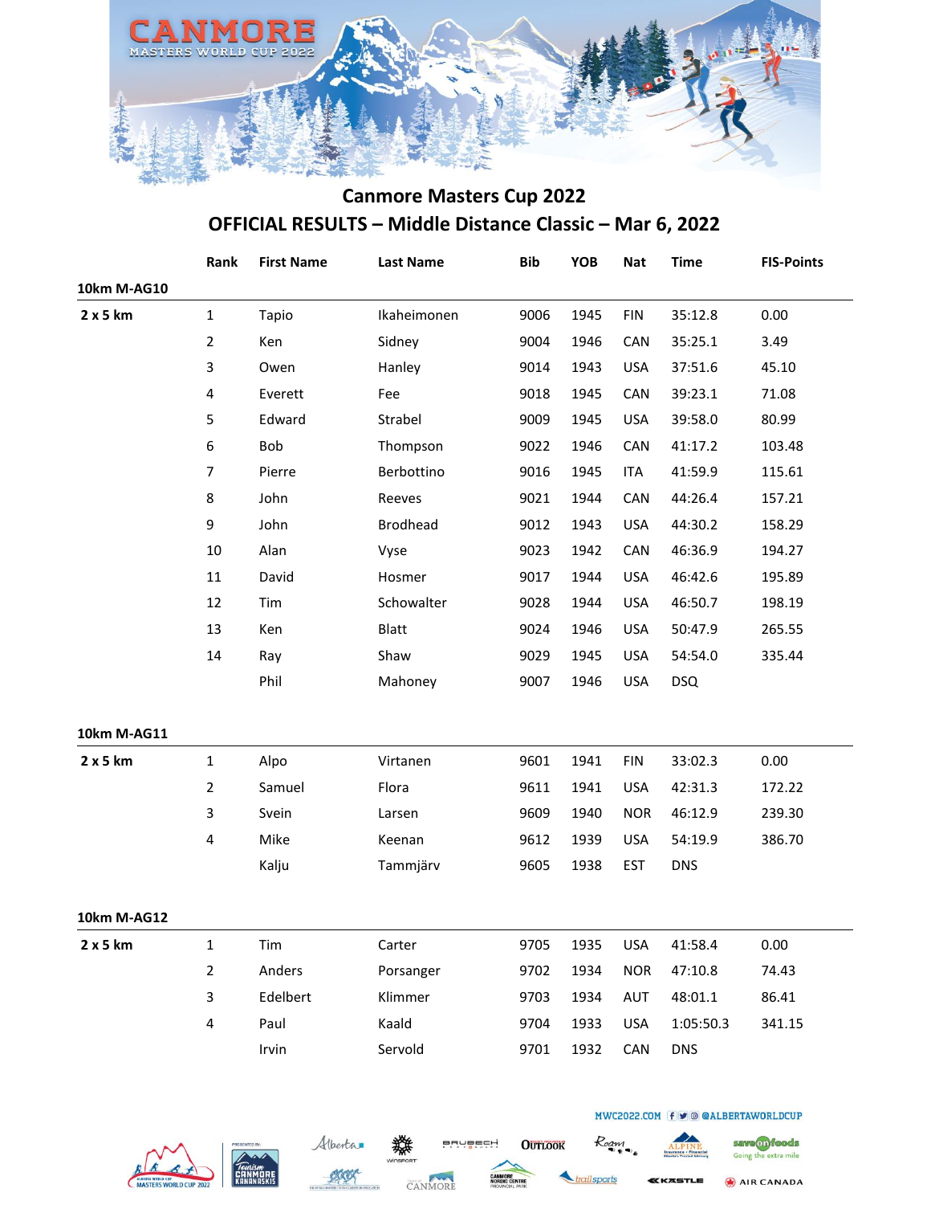# Canmore Masters Cup 2022

## OFFICIAL RESULTS – Middle Distance Classic – Mar 6, 2022

| | Rank | First Name | Last Name | Bib | YOB | Nat | Time | FIS-Points |
|---|---|---|---|---|---|---|---|---|
| **10km M-AG10** | | | | | | | | |
| **2 x 5 km** | 1 | Tapio | Ikaheimonen | 9006 | 1945 | FIN | 35:12.8 | 0.00 |
| | 2 | Ken | Sidney | 9004 | 1946 | CAN | 35:25.1 | 3.49 |
| | 3 | Owen | Hanley | 9014 | 1943 | USA | 37:51.6 | 45.10 |
| | 4 | Everett | Fee | 9018 | 1945 | CAN | 39:23.1 | 71.08 |
| | 5 | Edward | Strabel | 9009 | 1945 | USA | 39:58.0 | 80.99 |
| | 6 | Bob | Thompson | 9022 | 1946 | CAN | 41:17.2 | 103.48 |
| | 7 | Pierre | Berbottino | 9016 | 1945 | ITA | 41:59.9 | 115.61 |
| | 8 | John | Reeves | 9021 | 1944 | CAN | 44:26.4 | 157.21 |
| | 9 | John | Brodhead | 9012 | 1943 | USA | 44:30.2 | 158.29 |
| | 10 | Alan | Vyse | 9023 | 1942 | CAN | 46:36.9 | 194.27 |
| | 11 | David | Hosmer | 9017 | 1944 | USA | 46:42.6 | 195.89 |
| | 12 | Tim | Schowalter | 9028 | 1944 | USA | 46:50.7 | 198.19 |
| | 13 | Ken | Blatt | 9024 | 1946 | USA | 50:47.9 | 265.55 |
| | 14 | Ray | Shaw | 9029 | 1945 | USA | 54:54.0 | 335.44 |
| | | Phil | Mahoney | 9007 | 1946 | USA | DSQ | |
| **10km M-AG11** | | | | | | | | |
| **2 x 5 km** | 1 | Alpo | Virtanen | 9601 | 1941 | FIN | 33:02.3 | 0.00 |
| | 2 | Samuel | Flora | 9611 | 1941 | USA | 42:31.3 | 172.22 |
| | 3 | Svein | Larsen | 9609 | 1940 | NOR | 46:12.9 | 239.30 |
| | 4 | Mike | Keenan | 9612 | 1939 | USA | 54:19.9 | 386.70 |
| | | Kalju | Tammjärv | 9605 | 1938 | EST | DNS | |
| **10km M-AG12** | | | | | | | | |
| **2 x 5 km** | 1 | Tim | Carter | 9705 | 1935 | USA | 41:58.4 | 0.00 |
| | 2 | Anders | Porsanger | 9702 | 1934 | NOR | 47:10.8 | 74.43 |
| | 3 | Edelbert | Klimmer | 9703 | 1934 | AUT | 48:01.1 | 86.41 |
| | 4 | Paul | Kaald | 9704 | 1933 | USA | 1:05:50.3 | 341.15 |
| | | Irvin | Servold | 9701 | 1932 | CAN | DNS | |

MWC2022.COM @ALBERTAWORLDCUP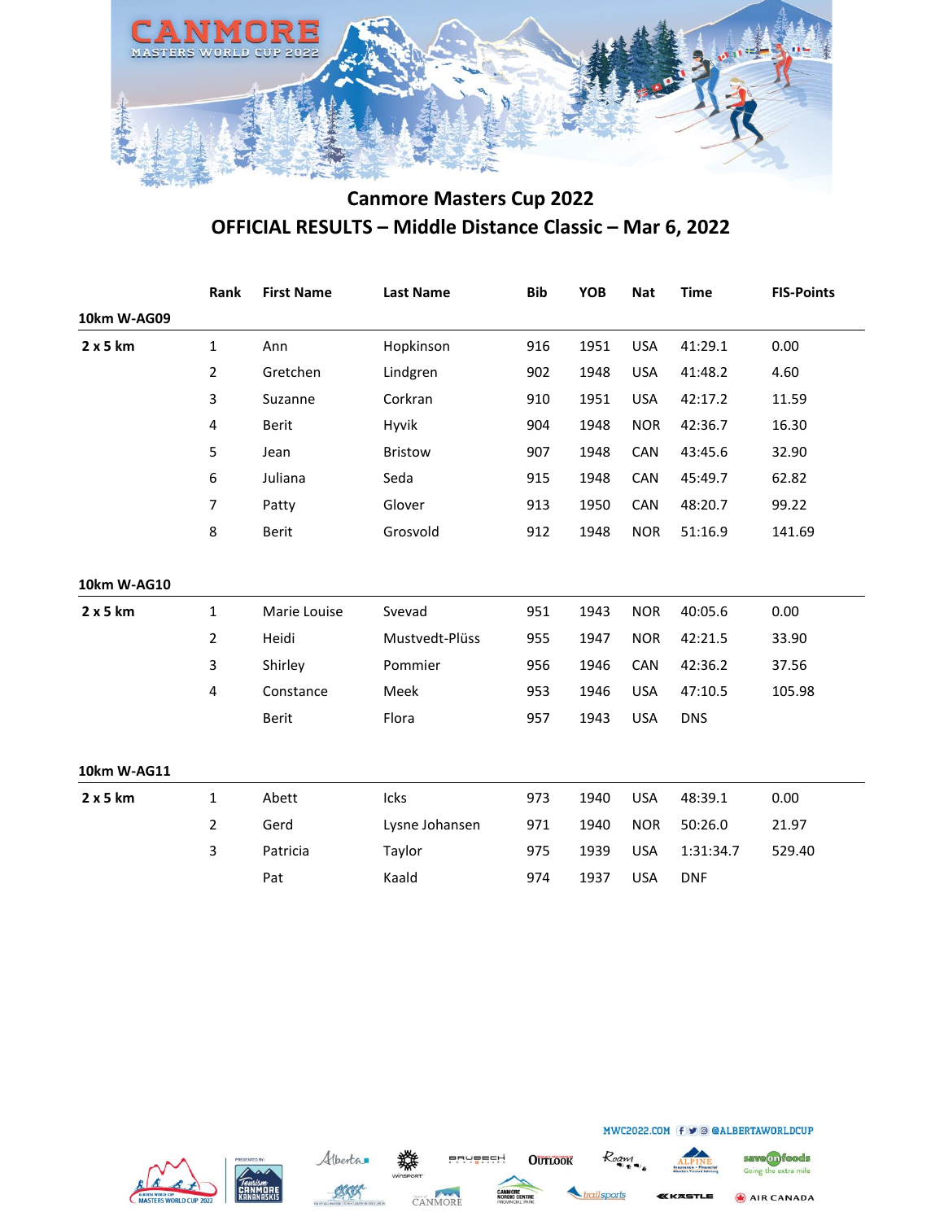# Canmore Masters Cup 2022

## OFFICIAL RESULTS – Middle Distance Classic – Mar 6, 2022

| | Rank | First Name | Last Name | Bib | YOB | Nat | Time | FIS-Points |
|---|---|---|---|---|---|---|---|---|
| **10km W-AG09** | | | | | | | | |
| **2 x 5 km** | 1 | Ann | Hopkinson | 916 | 1951 | USA | 41:29.1 | 0.00 |
| | 2 | Gretchen | Lindgren | 902 | 1948 | USA | 41:48.2 | 4.60 |
| | 3 | Suzanne | Corkran | 910 | 1951 | USA | 42:17.2 | 11.59 |
| | 4 | Berit | Hyvik | 904 | 1948 | NOR | 42:36.7 | 16.30 |
| | 5 | Jean | Bristow | 907 | 1948 | CAN | 43:45.6 | 32.90 |
| | 6 | Juliana | Seda | 915 | 1948 | CAN | 45:49.7 | 62.82 |
| | 7 | Patty | Glover | 913 | 1950 | CAN | 48:20.7 | 99.22 |
| | 8 | Berit | Grosvold | 912 | 1948 | NOR | 51:16.9 | 141.69 |
| **10km W-AG10** | | | | | | | | |
| **2 x 5 km** | 1 | Marie Louise | Svevad | 951 | 1943 | NOR | 40:05.6 | 0.00 |
| | 2 | Heidi | Mustvedt-Plüss | 955 | 1947 | NOR | 42:21.5 | 33.90 |
| | 3 | Shirley | Pommier | 956 | 1946 | CAN | 42:36.2 | 37.56 |
| | 4 | Constance | Meek | 953 | 1946 | USA | 47:10.5 | 105.98 |
| | | Berit | Flora | 957 | 1943 | USA | DNS | |
| **10km W-AG11** | | | | | | | | |
| **2 x 5 km** | 1 | Abett | Icks | 973 | 1940 | USA | 48:39.1 | 0.00 |
| | 2 | Gerd | Lysne Johansen | 971 | 1940 | NOR | 50:26.0 | 21.97 |
| | 3 | Patricia | Taylor | 975 | 1939 | USA | 1:31:34.7 | 529.40 |
| | | Pat | Kaald | 974 | 1937 | USA | DNF | |